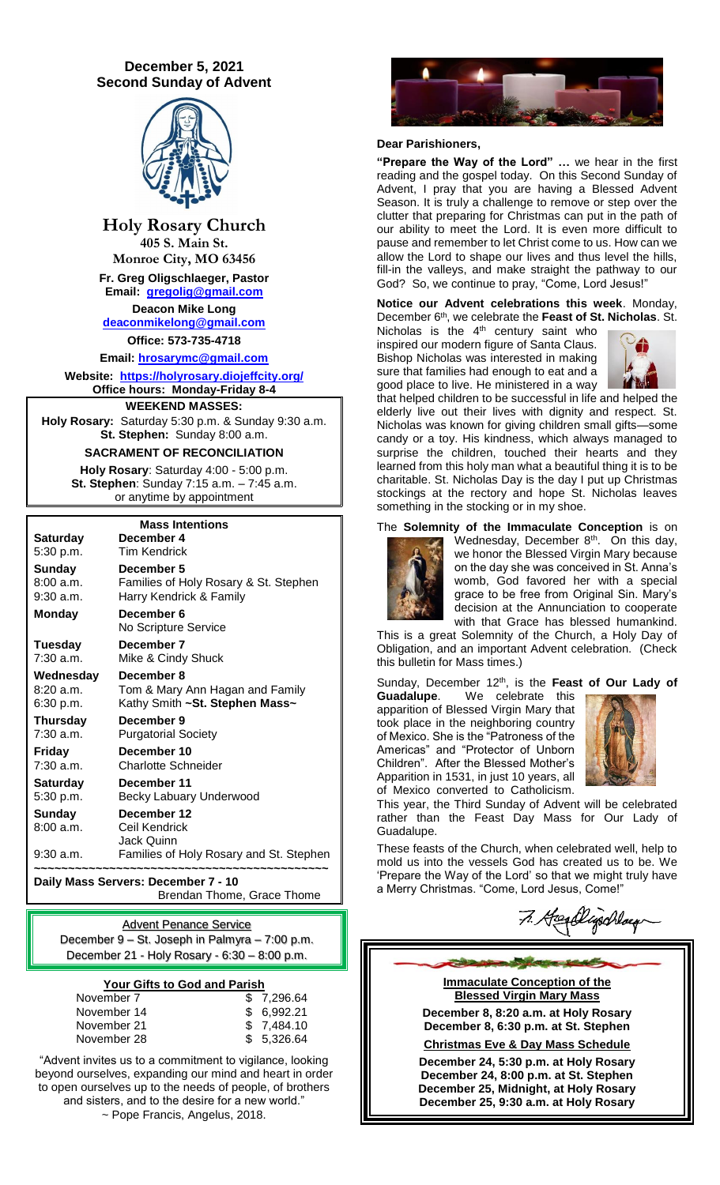# December 5, 2021
## Second Sunday of Advent

## Holy Rosary Church

**405 S. Main St.**
**Monroe City, MO 63456**

**Fr. Greg Oligschlaeger, Pastor**
**Email: gregolig@gmail.com**

**Deacon Mike Long**
**deaconmikelong@gmail.com**

**Office: 573-735-4718**

**Email: hrosarymc@gmail.com**

**Website: https://holyrosary.diojeffcity.org/**
**Office hours: Monday-Friday 8-4**

### WEEKEND MASSES:

**Holy Rosary:** Saturday 5:30 p.m. & Sunday 9:30 a.m.
**St. Stephen:** Sunday 8:00 a.m.

### SACRAMENT OF RECONCILIATION

**Holy Rosary**: Saturday 4:00 - 5:00 p.m.
**St. Stephen**: Sunday 7:15 a.m. – 7:45 a.m.
or anytime by appointment

### Mass Intentions

| | |
|---|---|
| **Saturday** 5:30 p.m. | **December 4** Tim Kendrick |
| **Sunday** 8:00 a.m. 9:30 a.m. | **December 5** Families of Holy Rosary & St. Stephen Harry Kendrick & Family |
| **Monday** | **December 6** No Scripture Service |
| **Tuesday** 7:30 a.m. | **December 7** Mike & Cindy Shuck |
| **Wednesday** 8:20 a.m. 6:30 p.m. | **December 8** Tom & Mary Ann Hagan and Family Kathy Smith **~St. Stephen Mass~** |
| **Thursday** 7:30 a.m. | **December 9** Purgatorial Society |
| **Friday** 7:30 a.m. | **December 10** Charlotte Schneider |
| **Saturday** 5:30 p.m. | **December 11** Becky Labuary Underwood |
| **Sunday** 8:00 a.m. 9:30 a.m. | **December 12** Ceil Kendrick Jack Quinn Families of Holy Rosary and St. Stephen |

**Daily Mass Servers: December 7 - 10**
Brendan Thome, Grace Thome

**Advent Penance Service**
December 9 – St. Joseph in Palmyra – 7:00 p.m.
December 21 - Holy Rosary - 6:30 – 8:00 p.m.

### Your Gifts to God and Parish

| | |
|---|---|
| November 7 | $ 7,296.64 |
| November 14 | $ 6,992.21 |
| November 21 | $ 7,484.10 |
| November 28 | $ 5,326.64 |

"Advent invites us to a commitment to vigilance, looking beyond ourselves, expanding our mind and heart in order to open ourselves up to the needs of people, of brothers and sisters, and to the desire for a new world."
~ Pope Francis, Angelus, 2018.

**Dear Parishioners,**

**"Prepare the Way of the Lord" …** we hear in the first reading and the gospel today. On this Second Sunday of Advent, I pray that you are having a Blessed Advent Season. It is truly a challenge to remove or step over the clutter that preparing for Christmas can put in the path of our ability to meet the Lord. It is even more difficult to pause and remember to let Christ come to us. How can we allow the Lord to shape our lives and thus level the hills, fill-in the valleys, and make straight the pathway to our God? So, we continue to pray, "Come, Lord Jesus!"

**Notice our Advent celebrations this week**. Monday, December 6th, we celebrate the **Feast of St. Nicholas**. St. Nicholas is the 4th century saint who inspired our modern figure of Santa Claus. Bishop Nicholas was interested in making sure that families had enough to eat and a good place to live. He ministered in a way that helped children to be successful in life and helped the elderly live out their lives with dignity and respect. St. Nicholas was known for giving children small gifts—some candy or a toy. His kindness, which always managed to surprise the children, touched their hearts and they learned from this holy man what a beautiful thing it is to be charitable. St. Nicholas Day is the day I put up Christmas stockings at the rectory and hope St. Nicholas leaves something in the stocking or in my shoe.

The **Solemnity of the Immaculate Conception** is on Wednesday, December 8th. On this day, we honor the Blessed Virgin Mary because on the day she was conceived in St. Anna's womb, God favored her with a special grace to be free from Original Sin. Mary's decision at the Annunciation to cooperate with that Grace has blessed humankind. This is a great Solemnity of the Church, a Holy Day of Obligation, and an important Advent celebration. (Check this bulletin for Mass times.)

Sunday, December 12th, is the **Feast of Our Lady of Guadalupe**. We celebrate this apparition of Blessed Virgin Mary that took place in the neighboring country of Mexico. She is the "Patroness of the Americas" and "Protector of Unborn Children". After the Blessed Mother's Apparition in 1531, in just 10 years, all of Mexico converted to Catholicism. This year, the Third Sunday of Advent will be celebrated rather than the Feast Day Mass for Our Lady of Guadalupe.

These feasts of the Church, when celebrated well, help to mold us into the vessels God has created us to be. We 'Prepare the Way of the Lord' so that we might truly have a Merry Christmas. "Come, Lord Jesus, Come!"

Fr. Greg Oligschlaeger

**Immaculate Conception of the Blessed Virgin Mary Mass**

**December 8, 8:20 a.m. at Holy Rosary**
**December 8, 6:30 p.m. at St. Stephen**

**Christmas Eve & Day Mass Schedule**

**December 24, 5:30 p.m. at Holy Rosary**
**December 24, 8:00 p.m. at St. Stephen**
**December 25, Midnight, at Holy Rosary**
**December 25, 9:30 a.m. at Holy Rosary**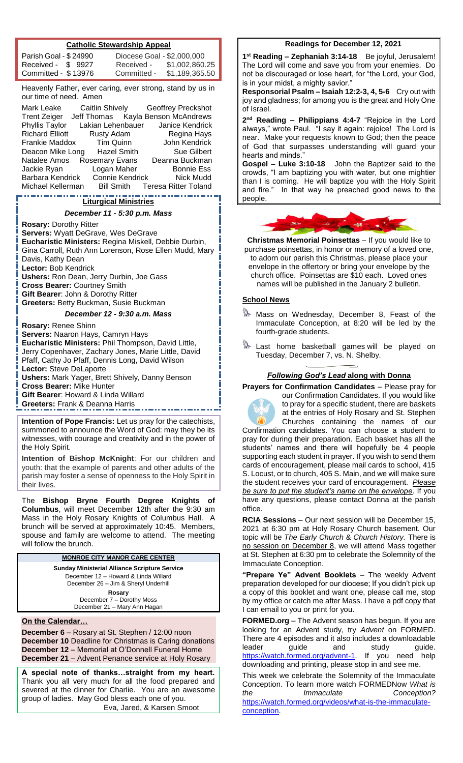### Catholic Stewardship Appeal

| | |
|---|---|
| Parish Goal - $ 24990 | Diocese Goal - $2,000,000 |
| Received - $ 9927 | Received - $1,002,860.25 |
| Committed - $ 13976 | Committed - $1,189,365.50 |

Heavenly Father, ever caring, ever strong, stand by us in our time of need. Amen

| | | |
|---|---|---|
| Mark Leake | Caitlin Shively | Geoffrey Preckshot |
| Trent Zeiger | Jeff Thomas | Kayla Benson McAndrews |
| Phyllis Taylor | Lakian Lehenbauer | Janice Kendrick |
| Richard Elliott | Rusty Adam | Regina Hays |
| Frankie Maddox | Tim Quinn | John Kendrick |
| Deacon Mike Long | Hazel Smith | Sue Gilbert |
| Natalee Amos | Rosemary Evans | Deanna Buckman |
| Jackie Ryan | Logan Maher | Bonnie Ess |
| Barbara Kendrick | Connie Kendrick | Nick Mudd |
| Michael Kellerman | Bill Smith | Teresa Ritter Toland |

### Liturgical Ministries

***December 11 - 5:30 p.m. Mass***

**Rosary:** Dorothy Ritter
**Servers:** Wyatt DeGrave, Wes DeGrave
**Eucharistic Ministers:** Regina Miskell, Debbie Durbin, Gina Carroll, Ruth Ann Lorenson, Rose Ellen Mudd, Mary Davis, Kathy Dean
**Lector:** Bob Kendrick
**Ushers:** Ron Dean, Jerry Durbin, Joe Gass
**Cross Bearer:** Courtney Smith
**Gift Bearer**: John & Dorothy Ritter
**Greeters:** Betty Buckman, Susie Buckman

***December 12 - 9:30 a.m. Mass***

**Rosary:** Renee Shinn
**Servers:** Naaron Hays, Camryn Hays
**Eucharistic Ministers:** Phil Thompson, David Little, Jerry Copenhaver, Zachary Jones, Marie Little, David Pfaff, Cathy Jo Pfaff, Dennis Long, David Wilson
**Lector:** Steve DeLaporte
**Ushers:** Mark Yager, Brett Shively, Danny Benson
**Cross Bearer:** Mike Hunter
**Gift Bearer**: Howard & Linda Willard
**Greeters:** Frank & Deanna Harris

**Intention of Pope Francis:** Let us pray for the catechists, summoned to announce the Word of God: may they be its witnesses, with courage and creativity and in the power of the Holy Spirit.

**Intention of Bishop McKnight**: For our children and youth: that the example of parents and other adults of the parish may foster a sense of openness to the Holy Spirit in their lives.

The **Bishop Bryne Fourth Degree Knights of Columbus**, will meet December 12th after the 9:30 am Mass in the Holy Rosary Knights of Columbus Hall. A brunch will be served at approximately 10:45. Members, spouse and family are welcome to attend. The meeting will follow the brunch.

### MONROE CITY MANOR CARE CENTER

**Sunday Ministerial Alliance Scripture Service**
December 12 – Howard & Linda Willard
December 26 – Jim & Sheryl Underhill

**Rosary**
December 7 – Dorothy Moss
December 21 – Mary Ann Hagan

### On the Calendar…

**December 6** – Rosary at St. Stephen / 12:00 noon
**December 10** Deadline for Christmas is Caring donations
**December 12** – Memorial at O'Donnell Funeral Home
**December 21** – Advent Penance service at Holy Rosary

**A special note of thanks…straight from my heart.** Thank you all very much for all the food prepared and severed at the dinner for Charlie. You are an awesome group of ladies. May God bless each one of you.
Eva, Jared, & Karsen Smoot

### Readings for December 12, 2021

**1st Reading – Zephaniah 3:14-18** Be joyful, Jerusalem! The Lord will come and save you from your enemies. Do not be discouraged or lose heart, for "the Lord, your God, is in your midst, a mighty savior."

**Responsorial Psalm – Isaiah 12:2-3, 4, 5-6** Cry out with joy and gladness; for among you is the great and Holy One of Israel.

**2nd Reading – Philippians 4:4-7** "Rejoice in the Lord always," wrote Paul. "I say it again: rejoice! The Lord is near. Make your requests known to God; then the peace of God that surpasses understanding will guard your hearts and minds."

**Gospel – Luke 3:10-18** John the Baptizer said to the crowds, "I am baptizing you with water, but one mightier than I is coming. He will baptize you with the Holy Spirit and fire." In that way he preached good news to the people.

**Christmas Memorial Poinsettas** – If you would like to purchase poinsettas, in honor or memory of a loved one, to adorn our parish this Christmas, please place your envelope in the offertory or bring your envelope by the church office. Poinsettas are $10 each. Loved ones names will be published in the January 2 bulletin.

### School News

- Mass on Wednesday, December 8, Feast of the Immaculate Conception, at 8:20 will be led by the fourth-grade students.
- Last home basketball games will be played on Tuesday, December 7, vs. N. Shelby.

### *Following God's Lead* along with Donna

**Prayers for Confirmation Candidates** – Please pray for our Confirmation Candidates. If you would like to pray for a specific student, there are baskets at the entries of Holy Rosary and St. Stephen Churches containing the names of our Confirmation candidates. You can choose a student to pray for during their preparation. Each basket has all the students' names and there will hopefully be 4 people supporting each student in prayer. If you wish to send them cards of encouragement, please mail cards to school, 415 S. Locust, or to church, 405 S. Main, and we will make sure the student receives your card of encouragement. *Please be sure to put the student's name on the envelope.* If you have any questions, please contact Donna at the parish office.

**RCIA Sessions** – Our next session will be December 15, 2021 at 6:30 pm at Holy Rosary Church basement. Our topic will be *The Early Church & Church History.* There is no session on December 8, we will attend Mass together at St. Stephen at 6:30 pm to celebrate the Solemnity of the Immaculate Conception.

**"Prepare Ye" Advent Booklets** – The weekly Advent preparation developed for our diocese; If you didn't pick up a copy of this booklet and want one, please call me, stop by my office or catch me after Mass. I have a pdf copy that I can email to you or print for you.

**FORMED.org** – The Advent season has begun. If you are looking for an Advent study, try *Advent* on FORMED. There are 4 episodes and it also includes a downloadable leader guide and study guide. https://watch.formed.org/advent-1. If you need help downloading and printing, please stop in and see me.

This week we celebrate the Solemnity of the Immaculate Conception. To learn more watch FORMEDNow *What is the Immaculate Conception?* https://watch.formed.org/videos/what-is-the-immaculate-conception.